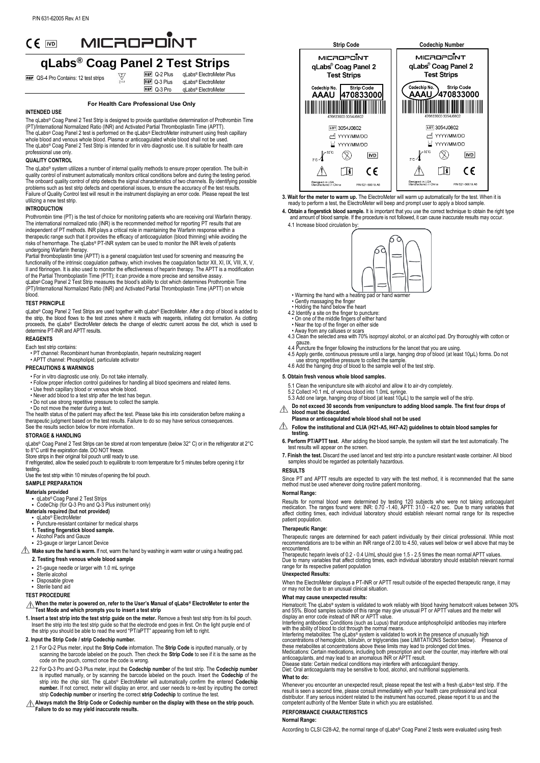P/N 631-62005 Rev. A1 EN

MICROPOINT

# qLabs® Coag Panel 2 Test Strips

| | | |
|---|---|---|
| REF QS-4 Pro Contains: 12 test strips | REF Q-2 Plus | qLabs® ElectroMeter Plus |
| | REF Q-3 Plus | qLabs® ElectroMeter |
| | REF Q-3 Pro | qLabs® ElectroMeter |

**For Health Care Professional Use Only**

## INTENDED USE

The qLabs® Coag Panel 2 Test Strip is designed to provide quantitative determination of Prothrombin Time (PT)/International Normalized Ratio (INR) and Activated Partial Thromboplastin Time (APTT).
The qLabs® Coag Panel 2 test is performed on the qLabs® ElectroMeter instrument using fresh capillary whole blood and venous whole blood. Plasma or anticoagulated whole blood shall not be used.
The qLabs® Coag Panel 2 Test Strip is intended for in vitro diagnostic use. It is suitable for health care professional use only.

## QUALITY CONTROL

The qLabs® system utilizes a number of internal quality methods to ensure proper operation. The built-in quality control of instrument automatically monitors critical conditions before and during the testing period. The onboard quality control of strip detects the signal characteristics of two channels. By identifying possible problems such as test strip defects and operational issues, to ensure the accuracy of the test results. Failure of Quality Control test will result in the instrument displaying an error code. Please repeat the test utilizing a new test strip.

## INTRODUCTION

Prothrombin time (PT) is the test of choice for monitoring patients who are receiving oral Warfarin therapy. The international normalized ratio (INR) is the recommended method for reporting PT results that are independent of PT methods. INR plays a critical role in maintaining the Warfarin response within a therapeutic range such that it provides the efficacy of anticoagulation (blood thinning) while avoiding the risks of hemorrhage. The qLabs® PT-INR system can be used to monitor the INR levels of patients undergoing Warfarin therapy.
Partial thromboplastin time (APTT) is a general coagulation test used for screening and measuring the functionality of the intrinsic coagulation pathway, which involves the coagulation factor XII, XI, IX, VIII, X, V, II and fibrinogen. It is also used to monitor the effectiveness of heparin therapy. The APTT is a modification of the Partial Thromboplastin Time (PTT); it can provide a more precise and sensitive assay.
qLabs® Coag Panel 2 Test Strip measures the blood's ability to clot which determines Prothrombin Time (PT)/International Normalized Ratio (INR) and Activated Partial Thromboplastin Time (APTT) on whole blood.

## TEST PRINCIPLE

qLabs® Coag Panel 2 Test Strips are used together with qLabs® ElectroMeter. After a drop of blood is added to the strip, the blood flows to the test zones where it reacts with reagents, initiating clot formation. As clotting proceeds, the qLabs® ElectroMeter detects the change of electric current across the clot, which is used to determine PT-INR and APTT results.

## REAGENTS

Each test strip contains:

- PT channel: Recombinant human thromboplastin, heparin neutralizing reagent
- APTT channel: Phospholipid, particulate activator

## PRECAUTIONS & WARNINGS

- For in vitro diagnostic use only. Do not take internally.
- Follow proper infection control guidelines for handling all blood specimens and related items.
- Use fresh capillary blood or venous whole blood.
- Never add blood to a test strip after the test has begun.
- Do not use strong repetitive pressure to collect the sample.
- Do not move the meter during a test.

The health status of the patient may affect the test. Please take this into consideration before making a therapeutic judgment based on the test results. Failure to do so may have serious consequences.
See the results section below for more information.

## STORAGE & HANDLING

qLabs® Coag Panel 2 Test Strips can be stored at room temperature (below 32° C) or in the refrigerator at 2°C to 8°C until the expiration date. DO NOT freeze.
Store strips in their original foil pouch until ready to use.
If refrigerated, allow the sealed pouch to equilibrate to room temperature for 5 minutes before opening it for testing.
Use the test strip within 10 minutes of opening the foil pouch.

## SAMPLE PREPARATION

**Materials provided**

- qLabs® Coag Panel 2 Test Strips
- CodeChip (for Q-3 Pro and Q-3 Plus instrument only)

**Materials required (but not provided)**

- qLabs® ElectroMeter
- Puncture-resistant container for medical sharps

**1. Testing fingerstick blood sample.**

- Alcohol Pads and Gauze
- 23-gauge or larger Lancet Device

⚠ **Make sure the hand is warm.** If not, warm the hand by washing in warm water or using a heating pad.

**2. Testing fresh venous whole blood sample**

- 21-gauge needle or larger with 1.0 mL syringe
- Sterile alcohol
- Disposable glove
- Sterile band aid

## TEST PROCEDURE

⚠ **When the meter is powered on, refer to the User's Manual of qLabs® ElectroMeter to enter the Test Mode and which prompts you to insert a test strip**

**1. Insert a test strip into the test strip guide on the meter.** Remove a fresh test strip from its foil pouch. Insert the strip into the test strip guide so that the electrode end goes in first. On the light purple end of the strip you should be able to read the word "PT/aPTT" appearing from left to right.

**2. Input the Strip Code / strip Codechip number.**

2.1 For Q-2 Plus meter, input the **Strip Code** information. The **Strip Code** is inputted manually, or by scanning the barcode labeled on the pouch. Then check the **Strip Code** to see if it is the same as the code on the pouch, correct once the code is wrong.

2.2 For Q-3 Pro and Q-3 Plus meter, input the **Codechip number** of the test strip. The **Codechip number** is inputted manually, or by scanning the barcode labeled on the pouch. Insert the **Codechip** of the strip into the chip slot. The qLabs® ElectroMeter will automatically confirm the entered **Codechip number.** If not correct, meter will display an error, and user needs to re-test by inputting the correct strip **Codechip number** or inserting the correct **strip Codechip** to continue the test.

⚠ **Always match the Strip Code or Codechip number on the display with these on the strip pouch. Failure to do so may yield inaccurate results.**

| Strip Code | Codechip Number |
|---|---|
| MICROPOINT qLabs® Coag Panel 2 Test Strips — Codechip No. AAAU; Strip Code 470833000; 470833000 3054J0802; LOT 3054J0802; YYYY/MM/DD; YYYY/MM/DD; 2°C–32°C; IVD; CE; Designed in USA, Manufactured in China; P/N 621-30019 A8 | MICROPOINT qLabs® Coag Panel 2 Test Strips — Codechip No. AAAU; Strip Code 470833000; 470833000 3054J0802; LOT 3054J0802; YYYY/MM/DD; YYYY/MM/DD; 2°C–32°C; IVD; CE; Designed in USA, Manufactured in China; P/N 621-30019 A8 |

**3. Wait for the meter to warm up.** The ElectroMeter will warm up automatically for the test. When it is ready to perform a test, the ElectroMeter will beep and prompt user to apply a blood sample.

**4. Obtain a fingerstick blood sample.** It is important that you use the correct technique to obtain the right type and amount of blood sample. If the procedure is not followed, it can cause inaccurate results may occur.

4.1 Increase blood circulation by:

- Warming the hand with a heating pad or hand warmer
- Gently massaging the finger
- Holding the hand below the heart

4.2 Identify a site on the finger to puncture:

- On one of the middle fingers of either hand
- Near the top of the finger on either side
- Away from any calluses or scars

4.3 Clean the selected area with 70% isopropyl alcohol, or an alcohol pad. Dry thoroughly with cotton or gauze.
4.4 Puncture the finger following the instructions for the lancet that you are using.
4.5 Apply gentle, continuous pressure until a large, hanging drop of blood (at least 10μL) forms. Do not use strong repetitive pressure to collect the sample.
4.6 Add the hanging drop of blood to the sample well of the test strip.

**5. Obtain fresh venous whole blood samples.**

5.1 Clean the venipuncture site with alcohol and allow it to air-dry completely.
5.2 Collect >0.1 mL of venous blood into 1.0mL syringe.
5.3 Add one large, hanging drop of blood (at least 10μL) to the sample well of the strip.

⚠ **Do not exceed 30 seconds from venipuncture to adding blood sample. The first four drops of blood must be discarded.**
**Plasma or anticoagulated whole blood shall not be used**

⚠ **Follow the institutional and CLIA (H21-A5, H47-A2) guidelines to obtain blood samples for testing.**

**6. Perform PT/APTT test.** After adding the blood sample, the system will start the test automatically. The test results will appear on the screen.

**7. Finish the test.** Discard the used lancet and test strip into a puncture resistant waste container. All blood samples should be regarded as potentially hazardous.

## RESULTS

Since PT and APTT results are expected to vary with the test method, it is recommended that the same method must be used whenever doing routine patient monitoring.

### Normal Range:

Results for normal blood were determined by testing 120 subjects who were not taking anticoagulant medication. The ranges found were: INR: 0.70 -1.40, APTT: 31.0 - 42.0 sec. Due to many variables that affect clotting times, each individual laboratory should establish relevant normal range for its respective patient population.

### Therapeutic Range:

Therapeutic ranges are determined for each patient individually by their clinical professional. While most recommendations are to be within an INR range of 2.00 to 4.50, values well below or well above that may be encountered.
Therapeutic heparin levels of 0.2 - 0.4 U/mL should give 1.5 - 2.5 times the mean normal APTT values.
Due to many variables that affect clotting times, each individual laboratory should establish relevant normal range for its respective patient population

### Unexpected Results:

When the ElectroMeter displays a PT-INR or APTT result outside of the expected therapeutic range, it may or may not be due to an unusual clinical situation.

### What may cause unexpected results:

Hematocrit: The qLabs® system is validated to work reliably with blood having hematocrit values between 30% and 55%. Blood samples outside of this range may give unusual PT or APTT values and the meter will display an error code instead of INR or APTT value.
Interfering antibodies: Conditions (such as Lupus) that produce antiphospholipid antibodies may interfere with the ability of blood to clot through the normal means.
Interfering metabolites: The qLabs® system is validated to work in the presence of unusually high concentrations of hemoglobin, bilirubin, or triglycerides (see LIMITATIONS Section below). Presence of these metabolites at concentrations above these limits may lead to prolonged clot times.
Medications: Certain medications, including both prescription and over the counter, may interfere with oral anticoagulants, and may lead to an anomalous INR or APTT result.
Disease state: Certain medical conditions may interfere with anticoagulant therapy.
Diet: Oral anticoagulants may be sensitive to food, alcohol, and nutritional supplements.

### What to do:

Whenever you encounter an unexpected result, please repeat the test with a fresh qLabs® test strip. If the result is seen a second time, please consult immediately with your health care professional and local distributor. If any serious incident related to the instrument has occurred, please report it to us and the competent authority of the Member State in which you are established.

## PERFORMANCE CHARACTERISTICS

### Normal Range:

According to CLSI C28-A2, the normal range of qLabs® Coag Panel 2 tests were evaluated using fresh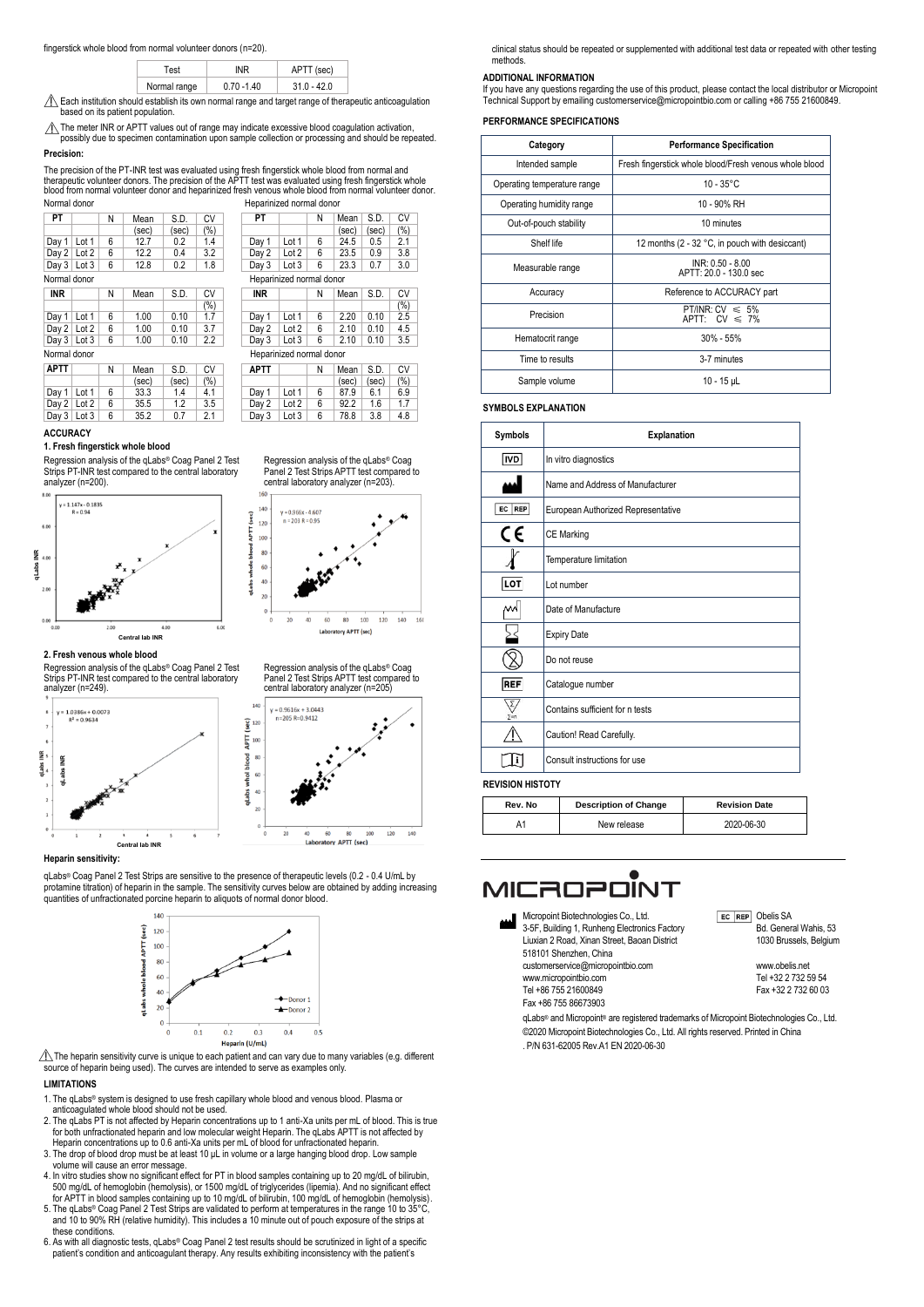fingerstick whole blood from normal volunteer donors (n=20).

| Test | INR | APTT (sec) |
|---|---|---|
| Normal range | 0.70 -1.40 | 31.0 - 42.0 |

⚠ Each institution should establish its own normal range and target range of therapeutic anticoagulation based on its patient population.

⚠ The meter INR or APTT values out of range may indicate excessive blood coagulation activation, possibly due to specimen contamination upon sample collection or processing and should be repeated.

**Precision:**

The precision of the PT-INR test was evaluated using fresh fingerstick whole blood from normal and therapeutic volunteer donors. The precision of the APTT test was evaluated using fresh fingerstick whole blood from normal volunteer donor and heparinized fresh venous whole blood from normal volunteer donor.

Normal donor

| PT | | N | Mean (sec) | S.D. (sec) | CV (%) |
|---|---|---|---|---|---|
| Day 1 | Lot 1 | 6 | 12.7 | 0.2 | 1.4 |
| Day 2 | Lot 2 | 6 | 12.2 | 0.4 | 3.2 |
| Day 3 | Lot 3 | 6 | 12.8 | 0.2 | 1.8 |

Heparinized normal donor

| PT | | N | Mean (sec) | S.D. (sec) | CV (%) |
|---|---|---|---|---|---|
| Day 1 | Lot 1 | 6 | 24.5 | 0.5 | 2.1 |
| Day 2 | Lot 2 | 6 | 23.5 | 0.9 | 3.8 |
| Day 3 | Lot 3 | 6 | 23.3 | 0.7 | 3.0 |

Normal donor

| INR | | N | Mean | S.D. | CV (%) |
|---|---|---|---|---|---|
| Day 1 | Lot 1 | 6 | 1.00 | 0.10 | 1.7 |
| Day 2 | Lot 2 | 6 | 1.00 | 0.10 | 3.7 |
| Day 3 | Lot 3 | 6 | 1.00 | 0.10 | 2.2 |

Heparinized normal donor

| INR | | N | Mean | S.D. | CV (%) |
|---|---|---|---|---|---|
| Day 1 | Lot 1 | 6 | 2.20 | 0.10 | 2.5 |
| Day 2 | Lot 2 | 6 | 2.10 | 0.10 | 4.5 |
| Day 3 | Lot 3 | 6 | 2.10 | 0.10 | 3.5 |

Normal donor

| APTT | | N | Mean (sec) | S.D. (sec) | CV (%) |
|---|---|---|---|---|---|
| Day 1 | Lot 1 | 6 | 33.3 | 1.4 | 4.1 |
| Day 2 | Lot 2 | 6 | 35.5 | 1.2 | 3.5 |
| Day 3 | Lot 3 | 6 | 35.2 | 0.7 | 2.1 |

Heparinized normal donor

| APTT | | N | Mean (sec) | S.D. (sec) | CV (%) |
|---|---|---|---|---|---|
| Day 1 | Lot 1 | 6 | 87.9 | 6.1 | 6.9 |
| Day 2 | Lot 2 | 6 | 92.2 | 1.6 | 1.7 |
| Day 3 | Lot 3 | 6 | 78.8 | 3.8 | 4.8 |

**ACCURACY**

**1. Fresh fingerstick whole blood**

Regression analysis of the qLabs® Coag Panel 2 Test Strips PT-INR test compared to the central laboratory analyzer (n=200).

y = 1.147x - 0.1835
R = 0.94
qLabs INR
Central lab INR

Regression analysis of the qLabs® Coag Panel 2 Test Strips APTT test compared to central laboratory analyzer (n=203).

y = 0.966x - 4.607
n = 203 R = 0.95
qLabs whole blood APTT (sec)
Laboratory APTT (sec)

**2. Fresh venous whole blood**

Regression analysis of the qLabs® Coag Panel 2 Test Strips PT-INR test compared to the central laboratory analyzer (n=249).

y = 1.0386x + 0.0073
$R^2$ = 0.9634
qLabs INR
Central lab INR

Regression analysis of the qLabs® Coag Panel 2 Test Strips APTT test compared to central laboratory analyzer (n=205)

y = 0.9616x + 3.0443
n=205 R=0.9412
qLabs whol blood APTT (sec)
Laboratory APTT (sec)

**Heparin sensitivity:**

qLabs® Coag Panel 2 Test Strips are sensitive to the presence of therapeutic levels (0.2 - 0.4 U/mL by protamine titration) of heparin in the sample. The sensitivity curves below are obtained by adding increasing quantities of unfractionated porcine heparin to aliquots of normal donor blood.

qLabs whole blood APTT (sec)
Heparin (U/mL)
Donor 1
Donor 2

⚠ The heparin sensitivity curve is unique to each patient and can vary due to many variables (e.g. different source of heparin being used). The curves are intended to serve as examples only.

**LIMITATIONS**

1. The qLabs® system is designed to use fresh capillary whole blood and venous blood. Plasma or anticoagulated whole blood should not be used.
2. The qLabs PT is not affected by Heparin concentrations up to 1 anti-Xa units per mL of blood. This is true for both unfractionated heparin and low molecular weight Heparin. The qLabs APTT is not affected by Heparin concentrations up to 0.6 anti-Xa units per mL of blood for unfractionated heparin.
3. The drop of blood drop must be at least 10 µL in volume or a large hanging blood drop. Low sample volume will cause an error message.
4. In vitro studies show no significant effect for PT in blood samples containing up to 20 mg/dL of bilirubin, 500 mg/dL of hemoglobin (hemolysis), or 1500 mg/dL of triglycerides (lipemia). And no significant effect for APTT in blood samples containing up to 10 mg/dL of bilirubin, 100 mg/dL of hemoglobin (hemolysis).
5. The qLabs® Coag Panel 2 Test Strips are validated to perform at temperatures in the range 10 to 35°C, and 10 to 90% RH (relative humidity). This includes a 10 minute out of pouch exposure of the strips at these conditions.
6. As with all diagnostic tests, qLabs® Coag Panel 2 test results should be scrutinized in light of a specific patient's condition and anticoagulant therapy. Any results exhibiting inconsistency with the patient's clinical status should be repeated or supplemented with additional test data or repeated with other testing methods.

**ADDITIONAL INFORMATION**

If you have any questions regarding the use of this product, please contact the local distributor or Micropoint Technical Support by emailing customerservice@micropointbio.com or calling +86 755 21600849.

**PERFORMANCE SPECIFICATIONS**

| Category | Performance Specification |
|---|---|
| Intended sample | Fresh fingerstick whole blood/Fresh venous whole blood |
| Operating temperature range | 10 - 35°C |
| Operating humidity range | 10 - 90% RH |
| Out-of-pouch stability | 10 minutes |
| Shelf life | 12 months (2 - 32 °C, in pouch with desiccant) |
| Measurable range | INR: 0.50 - 8.00<br>APTT: 20.0 - 130.0 sec |
| Accuracy | Reference to ACCURACY part |
| Precision | PT/INR: CV ≤ 5%<br>APTT: CV ≤ 7% |
| Hematocrit range | 30% - 55% |
| Time to results | 3-7 minutes |
| Sample volume | 10 - 15 µL |

**SYMBOLS EXPLANATION**

| Symbols | Explanation |
|---|---|
| IVD | In vitro diagnostics |
| | Name and Address of Manufacturer |
| EC REP | European Authorized Representative |
| CE | CE Marking |
| | Temperature limitation |
| LOT | Lot number |
| | Date of Manufacture |
| | Expiry Date |
| | Do not reuse |
| REF | Catalogue number |
| | Contains sufficient for n tests |
| ⚠ | Caution! Read Carefully. |
| | Consult instructions for use |

**REVISION HISTOTY**

| Rev. No | Description of Change | Revision Date |
|---|---|---|
| A1 | New release | 2020-06-30 |

MICROPOINT

Micropoint Biotechnologies Co., Ltd.
3-5F, Building 1, Runheng Electronics Factory
Liuxian 2 Road, Xinan Street, Baoan District
518101 Shenzhen, China
customerservice@micropointbio.com
www.micropointbio.com
Tel +86 755 21600849
Fax +86 755 86673903

EC REP Obelis SA
Bd. General Wahis, 53
1030 Brussels, Belgium
www.obelis.net
Tel +32 2 732 59 54
Fax +32 2 732 60 03

qLabs® and Micropoint® are registered trademarks of Micropoint Biotechnologies Co., Ltd.
©2020 Micropoint Biotechnologies Co., Ltd. All rights reserved. Printed in China
. P/N 631-62005 Rev.A1 EN 2020-06-30